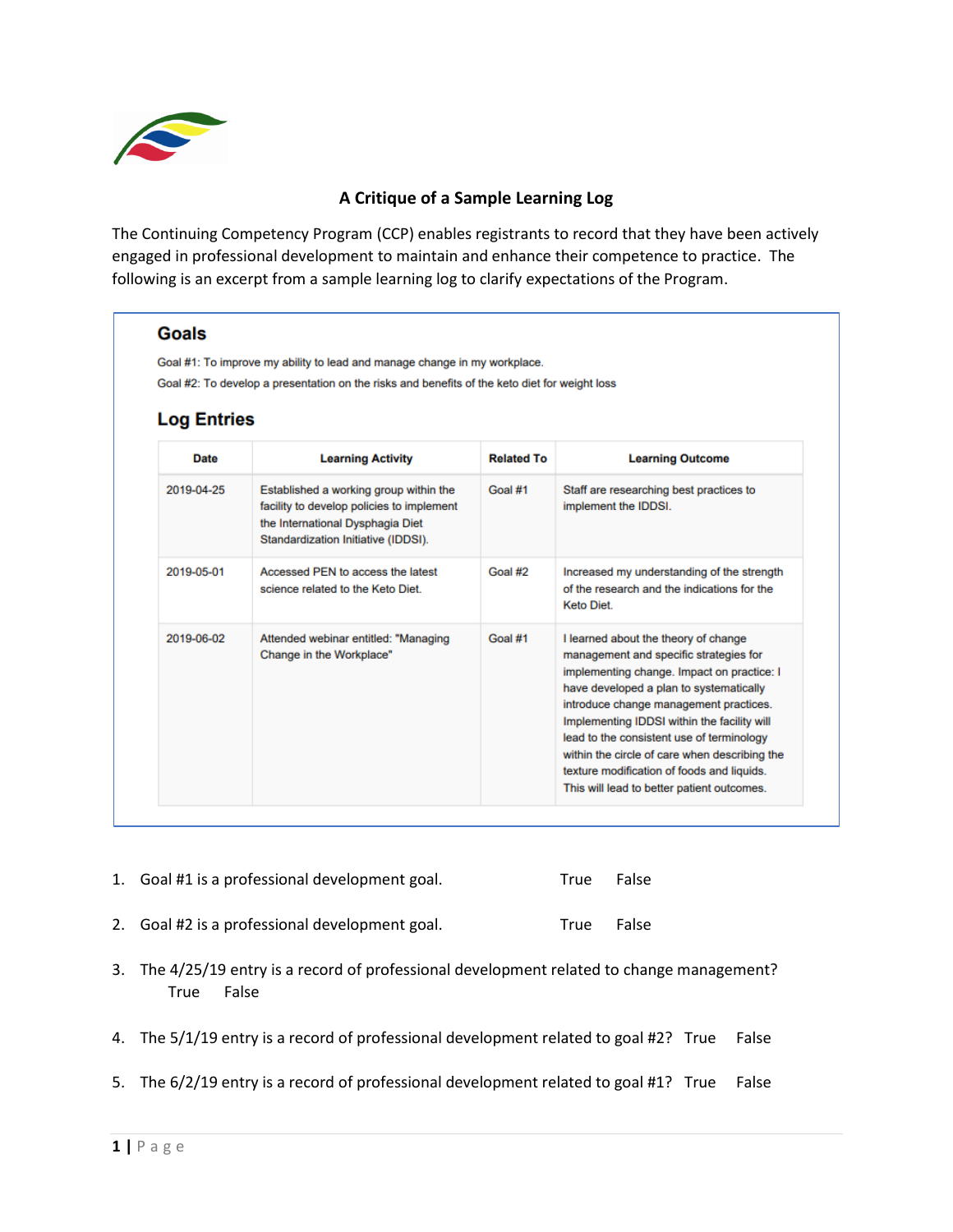# A Critique of a Sample Learning Log

The Continuing Competency Program (CCP) enables registrants to record that they have been actively engaged in professional development to maintain and enhance their competence to practice. The following is an excerpt from a sample learning log to clarify expectations of the Program.

## Goals

Goal #1: To improve my ability to lead and manage change in my workplace.

Goal #2: To develop a presentation on the risks and benefits of the keto diet for weight loss

## Log Entries

| Date | Learning Activity | Related To | Learning Outcome |
|---|---|---|---|
| 2019-04-25 | Established a working group within the facility to develop policies to implement the International Dysphagia Diet Standardization Initiative (IDDSI). | Goal #1 | Staff are researching best practices to implement the IDDSI. |
| 2019-05-01 | Accessed PEN to access the latest science related to the Keto Diet. | Goal #2 | Increased my understanding of the strength of the research and the indications for the Keto Diet. |
| 2019-06-02 | Attended webinar entitled: "Managing Change in the Workplace" | Goal #1 | I learned about the theory of change management and specific strategies for implementing change. Impact on practice: I have developed a plan to systematically introduce change management practices. Implementing IDDSI within the facility will lead to the consistent use of terminology within the circle of care when describing the texture modification of foods and liquids. This will lead to better patient outcomes. |

1. Goal #1 is a professional development goal. True False
2. Goal #2 is a professional development goal. True False
3. The 4/25/19 entry is a record of professional development related to change management? True False
4. The 5/1/19 entry is a record of professional development related to goal #2? True False
5. The 6/2/19 entry is a record of professional development related to goal #1? True False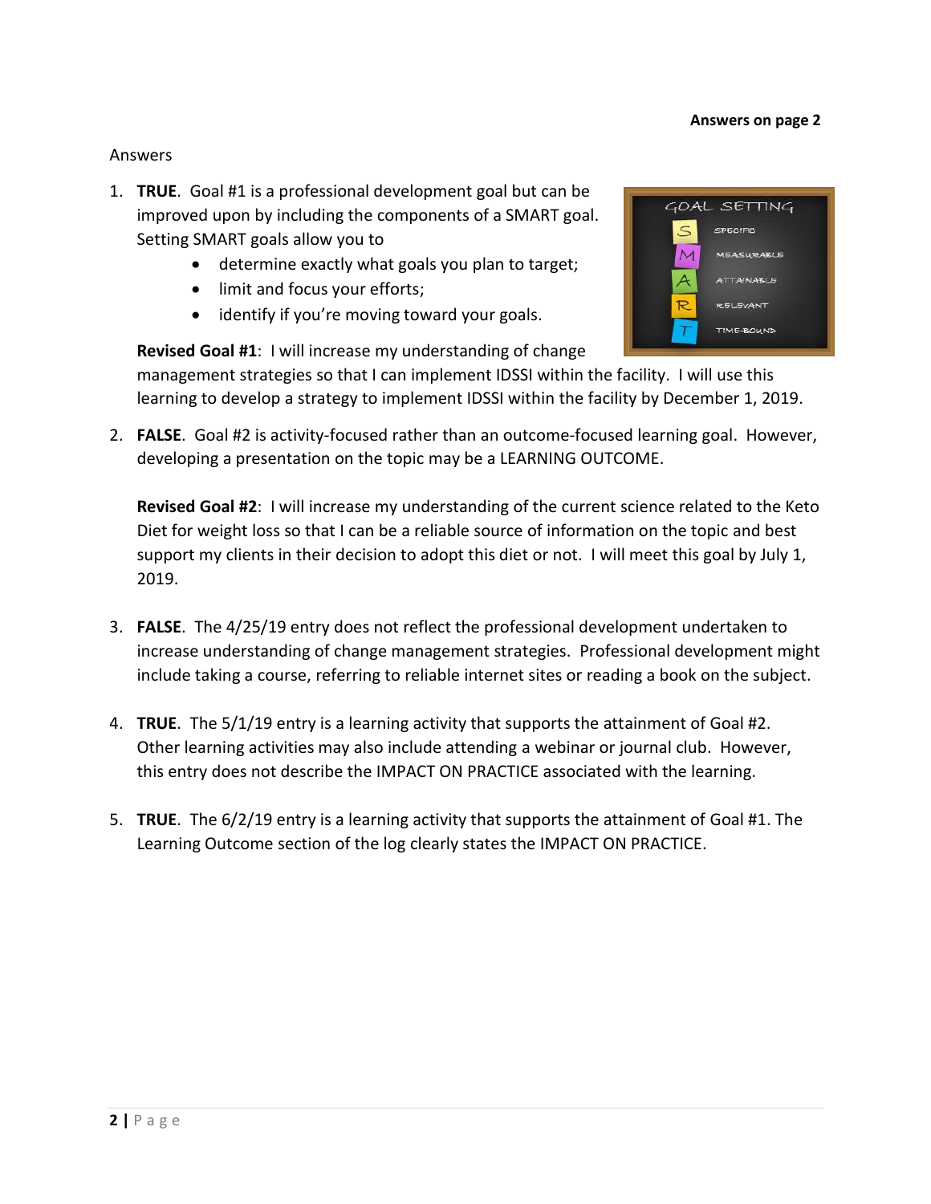**Answers on page 2**

Answers

1. **TRUE**. Goal #1 is a professional development goal but can be improved upon by including the components of a SMART goal. Setting SMART goals allow you to
   - determine exactly what goals you plan to target;
   - limit and focus your efforts;
   - identify if you're moving toward your goals.

   **Revised Goal #1**: I will increase my understanding of change management strategies so that I can implement IDSSI within the facility. I will use this learning to develop a strategy to implement IDSSI within the facility by December 1, 2019.

2. **FALSE**. Goal #2 is activity-focused rather than an outcome-focused learning goal. However, developing a presentation on the topic may be a LEARNING OUTCOME.

   **Revised Goal #2**: I will increase my understanding of the current science related to the Keto Diet for weight loss so that I can be a reliable source of information on the topic and best support my clients in their decision to adopt this diet or not. I will meet this goal by July 1, 2019.

3. **FALSE**. The 4/25/19 entry does not reflect the professional development undertaken to increase understanding of change management strategies. Professional development might include taking a course, referring to reliable internet sites or reading a book on the subject.

4. **TRUE**. The 5/1/19 entry is a learning activity that supports the attainment of Goal #2. Other learning activities may also include attending a webinar or journal club. However, this entry does not describe the IMPACT ON PRACTICE associated with the learning.

5. **TRUE**. The 6/2/19 entry is a learning activity that supports the attainment of Goal #1. The Learning Outcome section of the log clearly states the IMPACT ON PRACTICE.